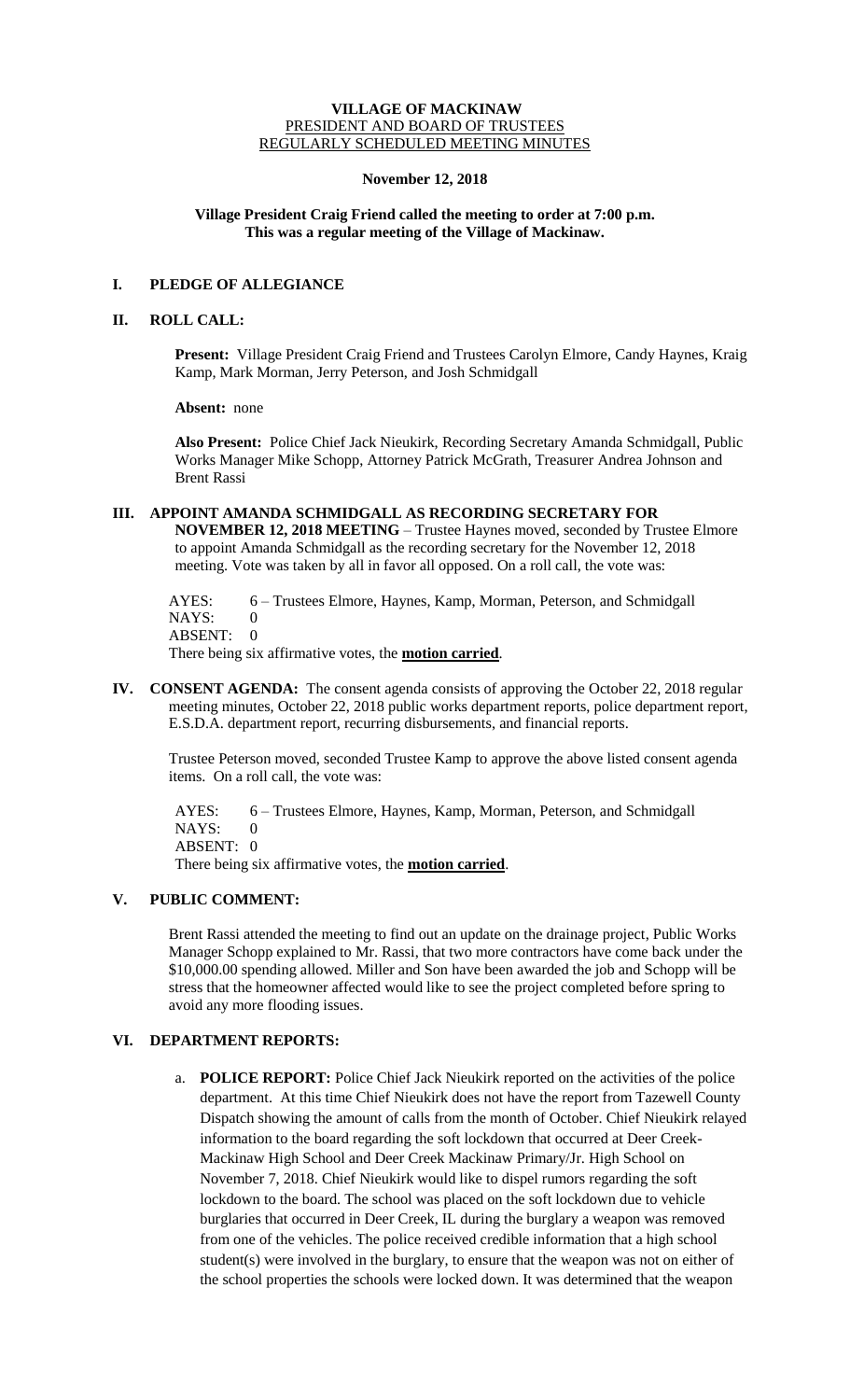# VILLAGE OF MACKINAW

PRESIDENT AND BOARD OF TRUSTEES
REGULARLY SCHEDULED MEETING MINUTES

**November 12, 2018**

**Village President Craig Friend called the meeting to order at 7:00 p.m.**
**This was a regular meeting of the Village of Mackinaw.**

## I. PLEDGE OF ALLEGIANCE

## II. ROLL CALL:

**Present:** Village President Craig Friend and Trustees Carolyn Elmore, Candy Haynes, Kraig Kamp, Mark Morman, Jerry Peterson, and Josh Schmidgall

**Absent:** none

**Also Present:** Police Chief Jack Nieukirk, Recording Secretary Amanda Schmidgall, Public Works Manager Mike Schopp, Attorney Patrick McGrath, Treasurer Andrea Johnson and Brent Rassi

## III. APPOINT AMANDA SCHMIDGALL AS RECORDING SECRETARY FOR NOVEMBER 12, 2018 MEETING

– Trustee Haynes moved, seconded by Trustee Elmore to appoint Amanda Schmidgall as the recording secretary for the November 12, 2018 meeting. Vote was taken by all in favor all opposed. On a roll call, the vote was:

AYES: 6 – Trustees Elmore, Haynes, Kamp, Morman, Peterson, and Schmidgall
NAYS: 0
ABSENT: 0
There being six affirmative votes, the **motion carried**.

## IV. CONSENT AGENDA:

The consent agenda consists of approving the October 22, 2018 regular meeting minutes, October 22, 2018 public works department reports, police department report, E.S.D.A. department report, recurring disbursements, and financial reports.

Trustee Peterson moved, seconded Trustee Kamp to approve the above listed consent agenda items. On a roll call, the vote was:

AYES: 6 – Trustees Elmore, Haynes, Kamp, Morman, Peterson, and Schmidgall
NAYS: 0
ABSENT: 0
There being six affirmative votes, the **motion carried**.

## V. PUBLIC COMMENT:

Brent Rassi attended the meeting to find out an update on the drainage project, Public Works Manager Schopp explained to Mr. Rassi, that two more contractors have come back under the $10,000.00 spending allowed. Miller and Son have been awarded the job and Schopp will be stress that the homeowner affected would like to see the project completed before spring to avoid any more flooding issues.

## VI. DEPARTMENT REPORTS:

a. **POLICE REPORT:** Police Chief Jack Nieukirk reported on the activities of the police department. At this time Chief Nieukirk does not have the report from Tazewell County Dispatch showing the amount of calls from the month of October. Chief Nieukirk relayed information to the board regarding the soft lockdown that occurred at Deer Creek-Mackinaw High School and Deer Creek Mackinaw Primary/Jr. High School on November 7, 2018. Chief Nieukirk would like to dispel rumors regarding the soft lockdown to the board. The school was placed on the soft lockdown due to vehicle burglaries that occurred in Deer Creek, IL during the burglary a weapon was removed from one of the vehicles. The police received credible information that a high school student(s) were involved in the burglary, to ensure that the weapon was not on either of the school properties the schools were locked down. It was determined that the weapon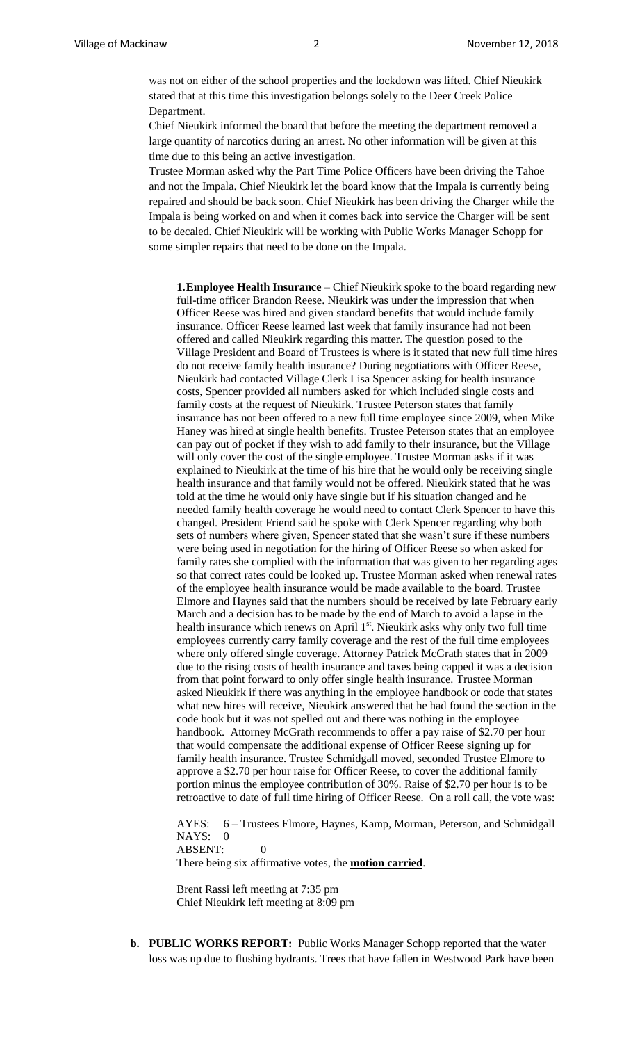was not on either of the school properties and the lockdown was lifted. Chief Nieukirk stated that at this time this investigation belongs solely to the Deer Creek Police Department.

Chief Nieukirk informed the board that before the meeting the department removed a large quantity of narcotics during an arrest. No other information will be given at this time due to this being an active investigation.

Trustee Morman asked why the Part Time Police Officers have been driving the Tahoe and not the Impala. Chief Nieukirk let the board know that the Impala is currently being repaired and should be back soon. Chief Nieukirk has been driving the Charger while the Impala is being worked on and when it comes back into service the Charger will be sent to be decaled. Chief Nieukirk will be working with Public Works Manager Schopp for some simpler repairs that need to be done on the Impala.

**1.Employee Health Insurance** – Chief Nieukirk spoke to the board regarding new full-time officer Brandon Reese. Nieukirk was under the impression that when Officer Reese was hired and given standard benefits that would include family insurance. Officer Reese learned last week that family insurance had not been offered and called Nieukirk regarding this matter. The question posed to the Village President and Board of Trustees is where is it stated that new full time hires do not receive family health insurance? During negotiations with Officer Reese, Nieukirk had contacted Village Clerk Lisa Spencer asking for health insurance costs, Spencer provided all numbers asked for which included single costs and family costs at the request of Nieukirk. Trustee Peterson states that family insurance has not been offered to a new full time employee since 2009, when Mike Haney was hired at single health benefits. Trustee Peterson states that an employee can pay out of pocket if they wish to add family to their insurance, but the Village will only cover the cost of the single employee. Trustee Morman asks if it was explained to Nieukirk at the time of his hire that he would only be receiving single health insurance and that family would not be offered. Nieukirk stated that he was told at the time he would only have single but if his situation changed and he needed family health coverage he would need to contact Clerk Spencer to have this changed. President Friend said he spoke with Clerk Spencer regarding why both sets of numbers where given, Spencer stated that she wasn't sure if these numbers were being used in negotiation for the hiring of Officer Reese so when asked for family rates she complied with the information that was given to her regarding ages so that correct rates could be looked up. Trustee Morman asked when renewal rates of the employee health insurance would be made available to the board. Trustee Elmore and Haynes said that the numbers should be received by late February early March and a decision has to be made by the end of March to avoid a lapse in the health insurance which renews on April 1st. Nieukirk asks why only two full time employees currently carry family coverage and the rest of the full time employees where only offered single coverage. Attorney Patrick McGrath states that in 2009 due to the rising costs of health insurance and taxes being capped it was a decision from that point forward to only offer single health insurance. Trustee Morman asked Nieukirk if there was anything in the employee handbook or code that states what new hires will receive, Nieukirk answered that he had found the section in the code book but it was not spelled out and there was nothing in the employee handbook. Attorney McGrath recommends to offer a pay raise of $2.70 per hour that would compensate the additional expense of Officer Reese signing up for family health insurance. Trustee Schmidgall moved, seconded Trustee Elmore to approve a $2.70 per hour raise for Officer Reese, to cover the additional family portion minus the employee contribution of 30%. Raise of $2.70 per hour is to be retroactive to date of full time hiring of Officer Reese. On a roll call, the vote was:

AYES: 6 – Trustees Elmore, Haynes, Kamp, Morman, Peterson, and Schmidgall
NAYS: 0
ABSENT: 0
There being six affirmative votes, the **motion carried**.

Brent Rassi left meeting at 7:35 pm
Chief Nieukirk left meeting at 8:09 pm

**b. PUBLIC WORKS REPORT:** Public Works Manager Schopp reported that the water loss was up due to flushing hydrants. Trees that have fallen in Westwood Park have been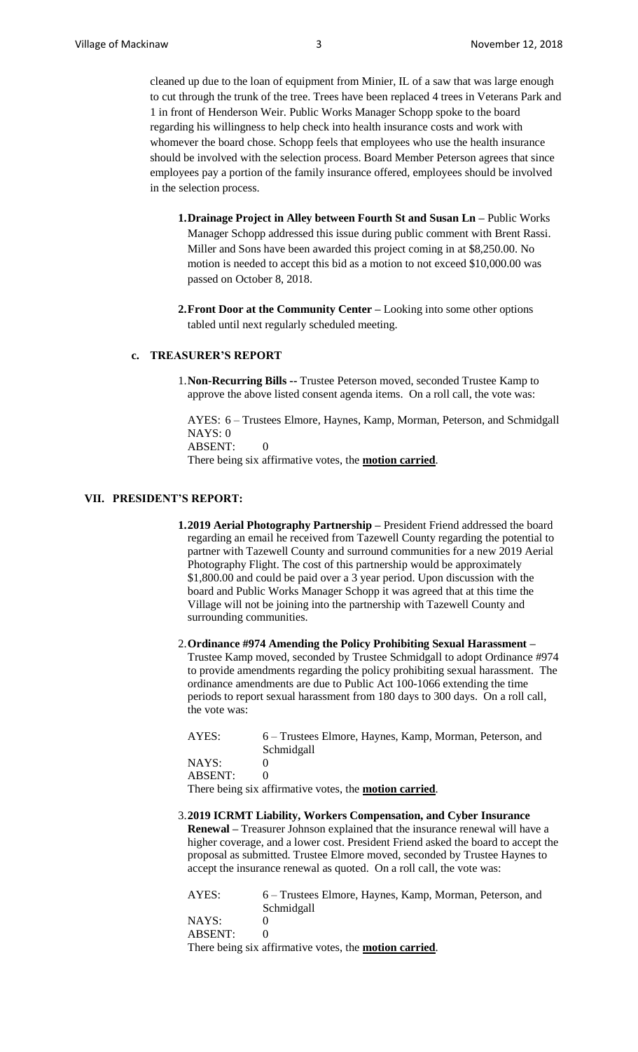cleaned up due to the loan of equipment from Minier, IL of a saw that was large enough to cut through the trunk of the tree. Trees have been replaced 4 trees in Veterans Park and 1 in front of Henderson Weir. Public Works Manager Schopp spoke to the board regarding his willingness to help check into health insurance costs and work with whomever the board chose. Schopp feels that employees who use the health insurance should be involved with the selection process. Board Member Peterson agrees that since employees pay a portion of the family insurance offered, employees should be involved in the selection process.

1. **Drainage Project in Alley between Fourth St and Susan Ln –** Public Works Manager Schopp addressed this issue during public comment with Brent Rassi. Miller and Sons have been awarded this project coming in at $8,250.00. No motion is needed to accept this bid as a motion to not exceed $10,000.00 was passed on October 8, 2018.

2. **Front Door at the Community Center –** Looking into some other options tabled until next regularly scheduled meeting.

### c. TREASURER'S REPORT

1. **Non-Recurring Bills --** Trustee Peterson moved, seconded Trustee Kamp to approve the above listed consent agenda items. On a roll call, the vote was:

AYES: 6 – Trustees Elmore, Haynes, Kamp, Morman, Peterson, and Schmidgall
NAYS: 0
ABSENT: 0
There being six affirmative votes, the **motion carried**.

## VII. PRESIDENT'S REPORT:

1. **2019 Aerial Photography Partnership –** President Friend addressed the board regarding an email he received from Tazewell County regarding the potential to partner with Tazewell County and surround communities for a new 2019 Aerial Photography Flight. The cost of this partnership would be approximately $1,800.00 and could be paid over a 3 year period. Upon discussion with the board and Public Works Manager Schopp it was agreed that at this time the Village will not be joining into the partnership with Tazewell County and surrounding communities.

2. **Ordinance #974 Amending the Policy Prohibiting Sexual Harassment –** Trustee Kamp moved, seconded by Trustee Schmidgall to adopt Ordinance #974 to provide amendments regarding the policy prohibiting sexual harassment. The ordinance amendments are due to Public Act 100-1066 extending the time periods to report sexual harassment from 180 days to 300 days. On a roll call, the vote was:

AYES: 6 – Trustees Elmore, Haynes, Kamp, Morman, Peterson, and Schmidgall
NAYS: 0
ABSENT: 0
There being six affirmative votes, the **motion carried**.

3. **2019 ICRMT Liability, Workers Compensation, and Cyber Insurance Renewal –** Treasurer Johnson explained that the insurance renewal will have a higher coverage, and a lower cost. President Friend asked the board to accept the proposal as submitted. Trustee Elmore moved, seconded by Trustee Haynes to accept the insurance renewal as quoted. On a roll call, the vote was:

AYES: 6 – Trustees Elmore, Haynes, Kamp, Morman, Peterson, and Schmidgall
NAYS: 0
ABSENT: 0
There being six affirmative votes, the **motion carried**.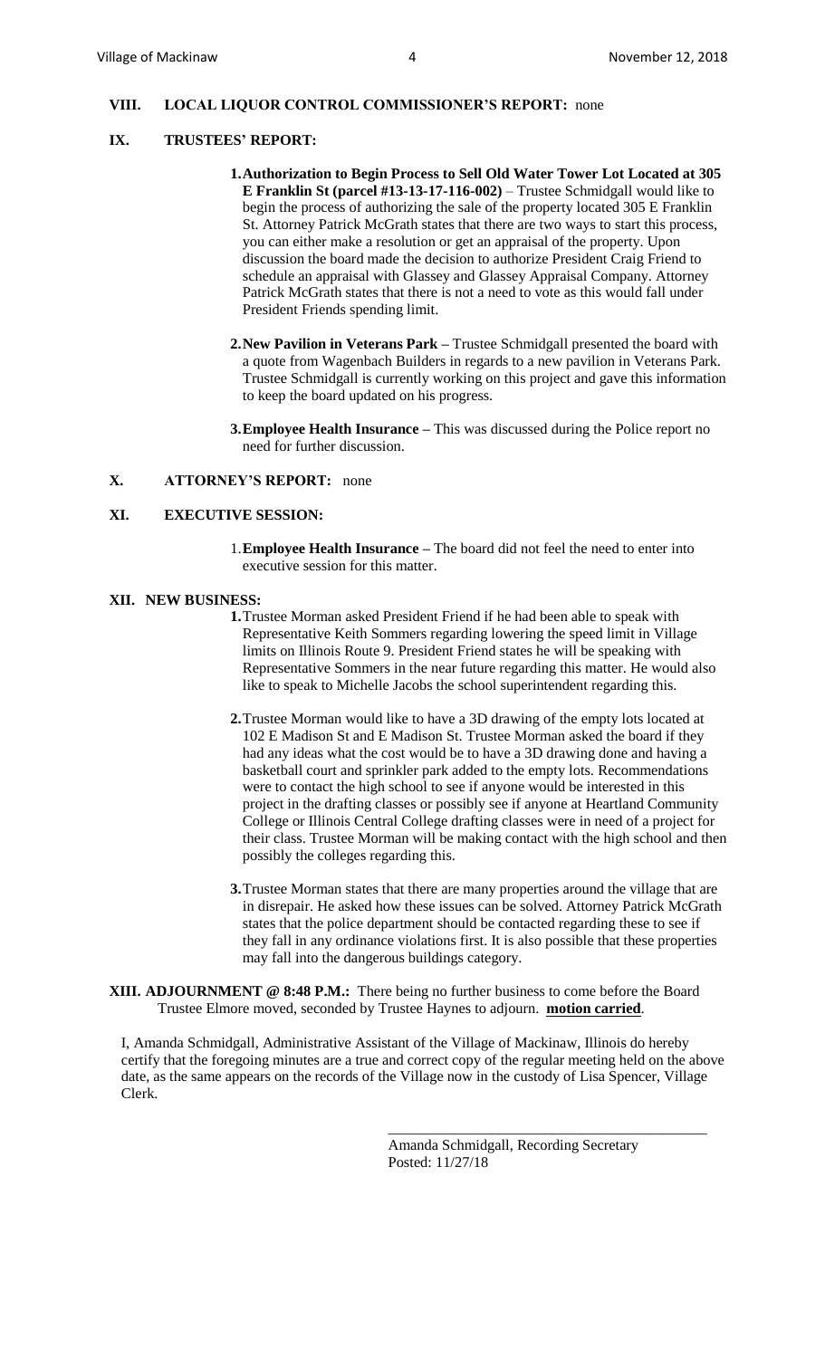## VIII. LOCAL LIQUOR CONTROL COMMISSIONER'S REPORT: none

## IX. TRUSTEES' REPORT:

1. **Authorization to Begin Process to Sell Old Water Tower Lot Located at 305 E Franklin St (parcel #13-13-17-116-002)** – Trustee Schmidgall would like to begin the process of authorizing the sale of the property located 305 E Franklin St. Attorney Patrick McGrath states that there are two ways to start this process, you can either make a resolution or get an appraisal of the property. Upon discussion the board made the decision to authorize President Craig Friend to schedule an appraisal with Glassey and Glassey Appraisal Company. Attorney Patrick McGrath states that there is not a need to vote as this would fall under President Friends spending limit.

2. **New Pavilion in Veterans Park –** Trustee Schmidgall presented the board with a quote from Wagenbach Builders in regards to a new pavilion in Veterans Park. Trustee Schmidgall is currently working on this project and gave this information to keep the board updated on his progress.

3. **Employee Health Insurance –** This was discussed during the Police report no need for further discussion.

## X. ATTORNEY'S REPORT: none

## XI. EXECUTIVE SESSION:

1. **Employee Health Insurance –** The board did not feel the need to enter into executive session for this matter.

## XII. NEW BUSINESS:

1. Trustee Morman asked President Friend if he had been able to speak with Representative Keith Sommers regarding lowering the speed limit in Village limits on Illinois Route 9. President Friend states he will be speaking with Representative Sommers in the near future regarding this matter. He would also like to speak to Michelle Jacobs the school superintendent regarding this.

2. Trustee Morman would like to have a 3D drawing of the empty lots located at 102 E Madison St and E Madison St. Trustee Morman asked the board if they had any ideas what the cost would be to have a 3D drawing done and having a basketball court and sprinkler park added to the empty lots. Recommendations were to contact the high school to see if anyone would be interested in this project in the drafting classes or possibly see if anyone at Heartland Community College or Illinois Central College drafting classes were in need of a project for their class. Trustee Morman will be making contact with the high school and then possibly the colleges regarding this.

3. Trustee Morman states that there are many properties around the village that are in disrepair. He asked how these issues can be solved. Attorney Patrick McGrath states that the police department should be contacted regarding these to see if they fall in any ordinance violations first. It is also possible that these properties may fall into the dangerous buildings category.

**XIII. ADJOURNMENT @ 8:48 P.M.:** There being no further business to come before the Board Trustee Elmore moved, seconded by Trustee Haynes to adjourn. **motion carried**.

I, Amanda Schmidgall, Administrative Assistant of the Village of Mackinaw, Illinois do hereby certify that the foregoing minutes are a true and correct copy of the regular meeting held on the above date, as the same appears on the records of the Village now in the custody of Lisa Spencer, Village Clerk.

\_\_\_\_\_\_\_\_\_\_\_\_\_\_\_\_\_\_\_\_\_\_\_\_\_\_\_\_\_\_\_\_\_\_\_\_\_\_\_\_\_\_\_\_

Amanda Schmidgall, Recording Secretary
Posted: 11/27/18